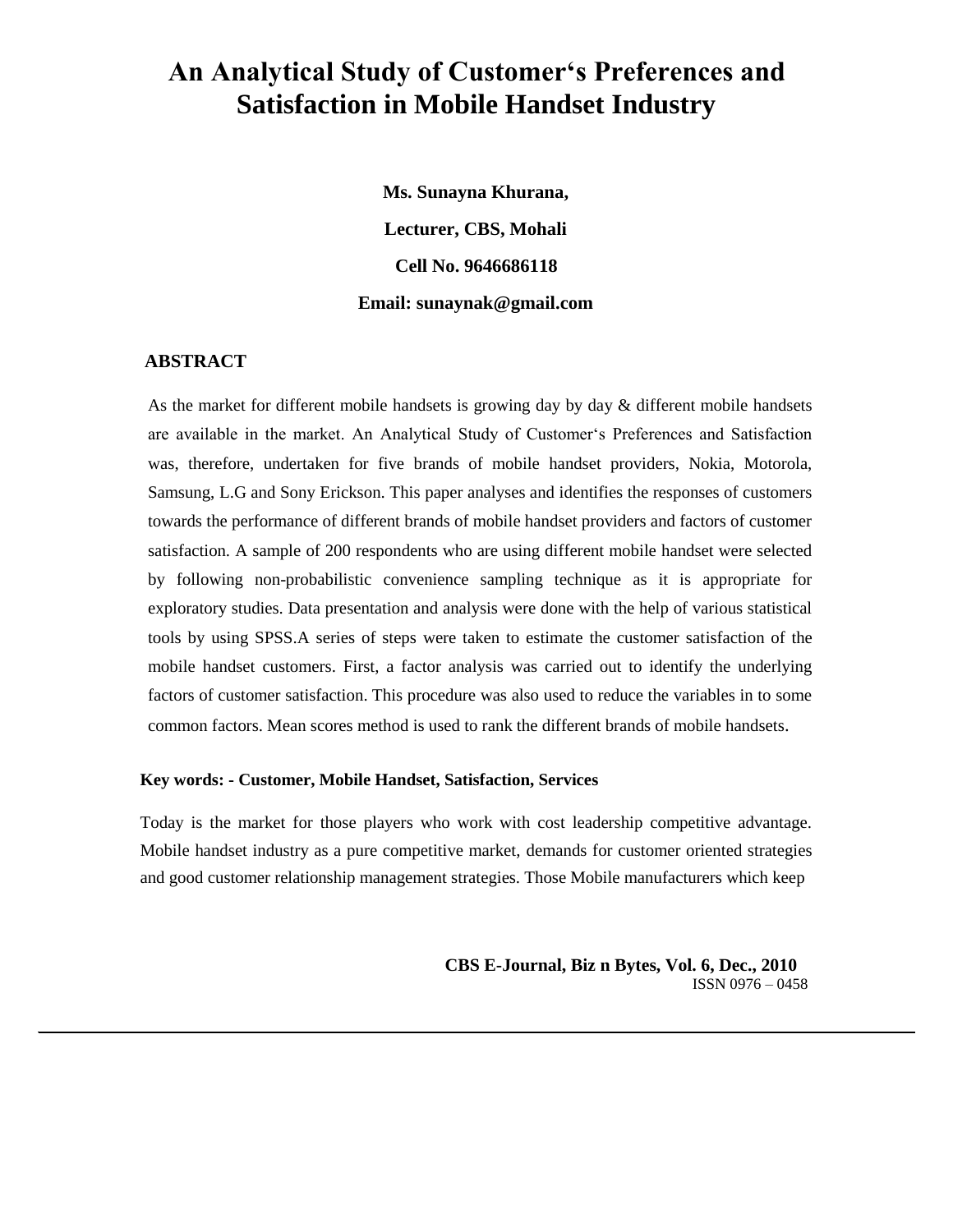# An Analytical Study of Customer's Preferences and Satisfaction in Mobile Handset Industry

**Ms. Sunayna Khurana,**

**Lecturer, CBS, Mohali**

**Cell No. 9646686118**

**Email: sunaynak@gmail.com**

## ABSTRACT

As the market for different mobile handsets is growing day by day & different mobile handsets are available in the market. An Analytical Study of Customer's Preferences and Satisfaction was, therefore, undertaken for five brands of mobile handset providers, Nokia, Motorola, Samsung, L.G and Sony Erickson. This paper analyses and identifies the responses of customers towards the performance of different brands of mobile handset providers and factors of customer satisfaction. A sample of 200 respondents who are using different mobile handset were selected by following non-probabilistic convenience sampling technique as it is appropriate for exploratory studies. Data presentation and analysis were done with the help of various statistical tools by using SPSS.A series of steps were taken to estimate the customer satisfaction of the mobile handset customers. First, a factor analysis was carried out to identify the underlying factors of customer satisfaction. This procedure was also used to reduce the variables in to some common factors. Mean scores method is used to rank the different brands of mobile handsets.

**Key words: - Customer, Mobile Handset, Satisfaction, Services**

Today is the market for those players who work with cost leadership competitive advantage. Mobile handset industry as a pure competitive market, demands for customer oriented strategies and good customer relationship management strategies. Those Mobile manufacturers which keep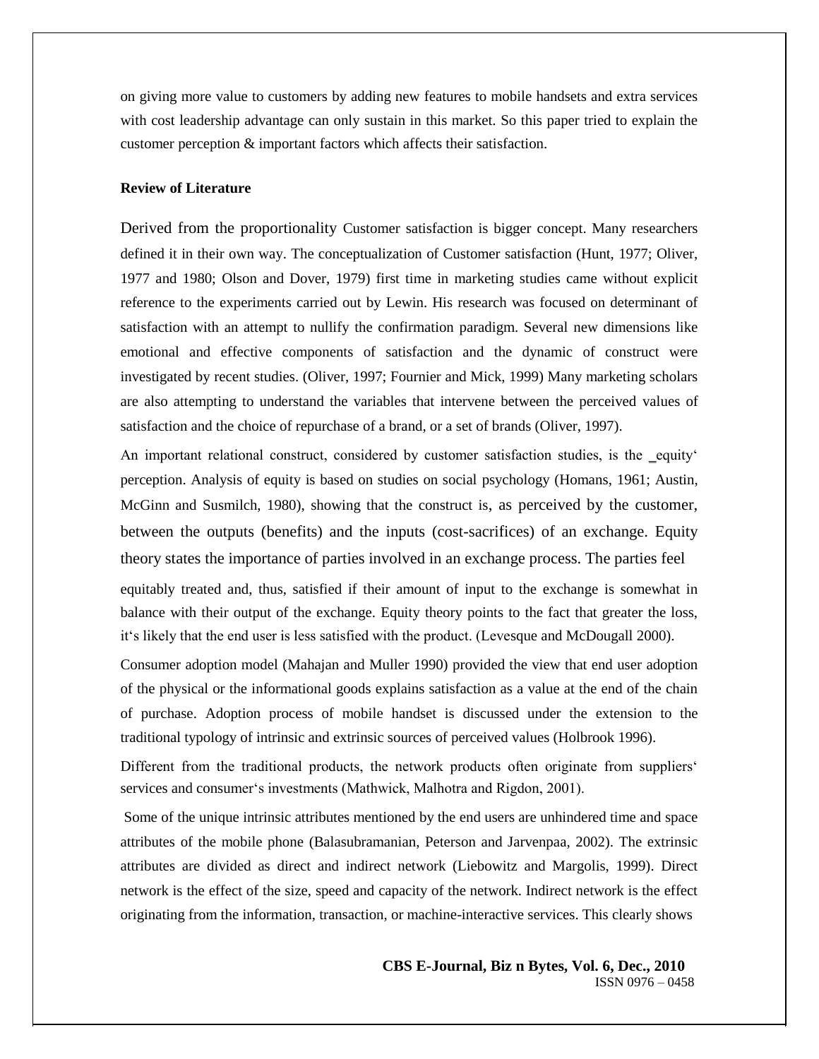on giving more value to customers by adding new features to mobile handsets and extra services with cost leadership advantage can only sustain in this market. So this paper tried to explain the customer perception & important factors which affects their satisfaction.

**Review of Literature**

Derived from the proportionality Customer satisfaction is bigger concept. Many researchers defined it in their own way. The conceptualization of Customer satisfaction (Hunt, 1977; Oliver, 1977 and 1980; Olson and Dover, 1979) first time in marketing studies came without explicit reference to the experiments carried out by Lewin. His research was focused on determinant of satisfaction with an attempt to nullify the confirmation paradigm. Several new dimensions like emotional and effective components of satisfaction and the dynamic of construct were investigated by recent studies. (Oliver, 1997; Fournier and Mick, 1999) Many marketing scholars are also attempting to understand the variables that intervene between the perceived values of satisfaction and the choice of repurchase of a brand, or a set of brands (Oliver, 1997).

An important relational construct, considered by customer satisfaction studies, is the ‗equity' perception. Analysis of equity is based on studies on social psychology (Homans, 1961; Austin, McGinn and Susmilch, 1980), showing that the construct is, as perceived by the customer, between the outputs (benefits) and the inputs (cost-sacrifices) of an exchange. Equity theory states the importance of parties involved in an exchange process. The parties feel equitably treated and, thus, satisfied if their amount of input to the exchange is somewhat in balance with their output of the exchange. Equity theory points to the fact that greater the loss, it's likely that the end user is less satisfied with the product. (Levesque and McDougall 2000).

Consumer adoption model (Mahajan and Muller 1990) provided the view that end user adoption of the physical or the informational goods explains satisfaction as a value at the end of the chain of purchase. Adoption process of mobile handset is discussed under the extension to the traditional typology of intrinsic and extrinsic sources of perceived values (Holbrook 1996).

Different from the traditional products, the network products often originate from suppliers' services and consumer's investments (Mathwick, Malhotra and Rigdon, 2001).

Some of the unique intrinsic attributes mentioned by the end users are unhindered time and space attributes of the mobile phone (Balasubramanian, Peterson and Jarvenpaa, 2002). The extrinsic attributes are divided as direct and indirect network (Liebowitz and Margolis, 1999). Direct network is the effect of the size, speed and capacity of the network. Indirect network is the effect originating from the information, transaction, or machine-interactive services. This clearly shows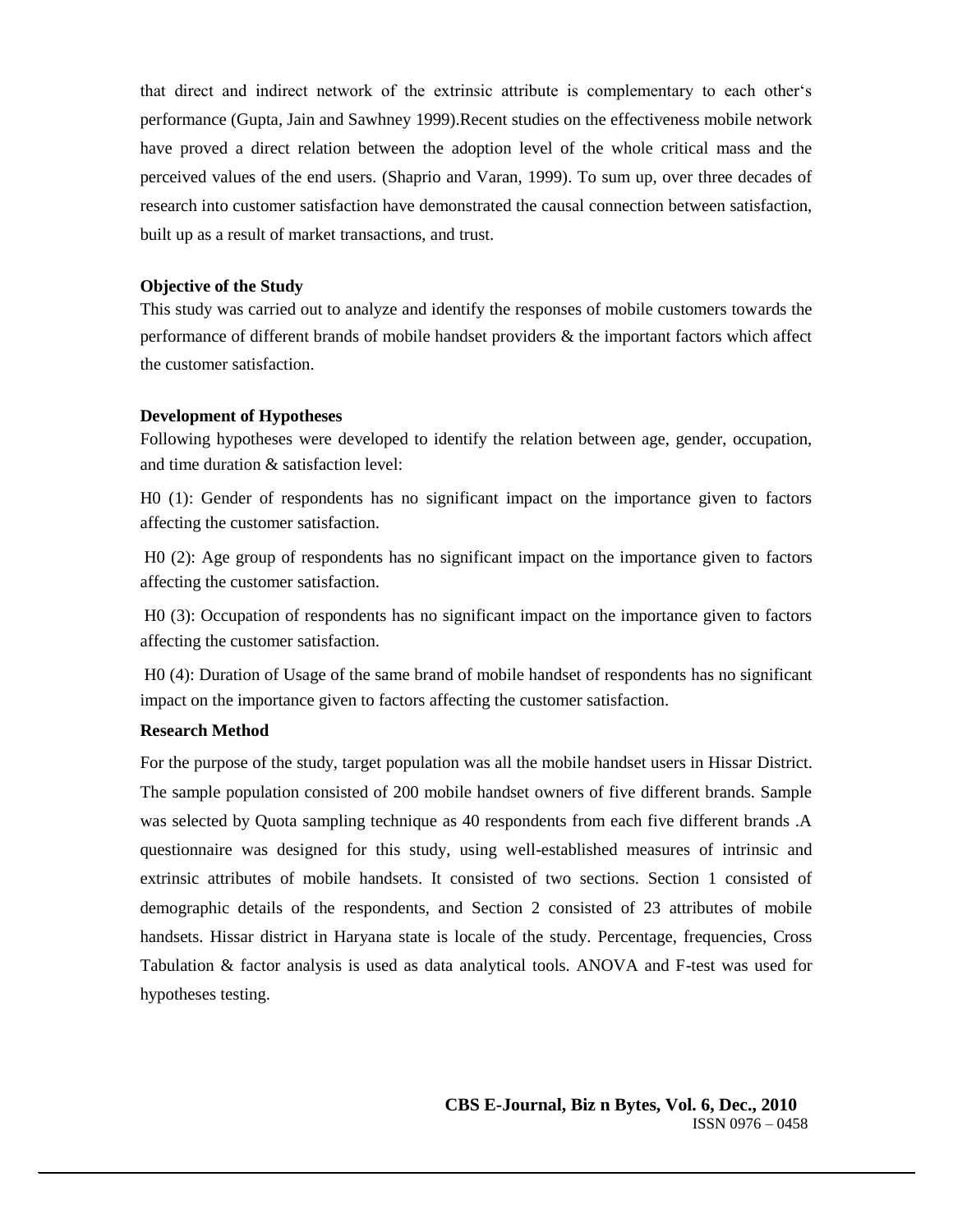that direct and indirect network of the extrinsic attribute is complementary to each other‘s performance (Gupta, Jain and Sawhney 1999).Recent studies on the effectiveness mobile network have proved a direct relation between the adoption level of the whole critical mass and the perceived values of the end users. (Shaprio and Varan, 1999). To sum up, over three decades of research into customer satisfaction have demonstrated the causal connection between satisfaction, built up as a result of market transactions, and trust.

**Objective of the Study**

This study was carried out to analyze and identify the responses of mobile customers towards the performance of different brands of mobile handset providers & the important factors which affect the customer satisfaction.

**Development of Hypotheses**

Following hypotheses were developed to identify the relation between age, gender, occupation, and time duration & satisfaction level:

H0 (1): Gender of respondents has no significant impact on the importance given to factors affecting the customer satisfaction.

H0 (2): Age group of respondents has no significant impact on the importance given to factors affecting the customer satisfaction.

H0 (3): Occupation of respondents has no significant impact on the importance given to factors affecting the customer satisfaction.

H0 (4): Duration of Usage of the same brand of mobile handset of respondents has no significant impact on the importance given to factors affecting the customer satisfaction.

**Research Method**

For the purpose of the study, target population was all the mobile handset users in Hissar District. The sample population consisted of 200 mobile handset owners of five different brands. Sample was selected by Quota sampling technique as 40 respondents from each five different brands .A questionnaire was designed for this study, using well-established measures of intrinsic and extrinsic attributes of mobile handsets. It consisted of two sections. Section 1 consisted of demographic details of the respondents, and Section 2 consisted of 23 attributes of mobile handsets. Hissar district in Haryana state is locale of the study. Percentage, frequencies, Cross Tabulation & factor analysis is used as data analytical tools. ANOVA and F-test was used for hypotheses testing.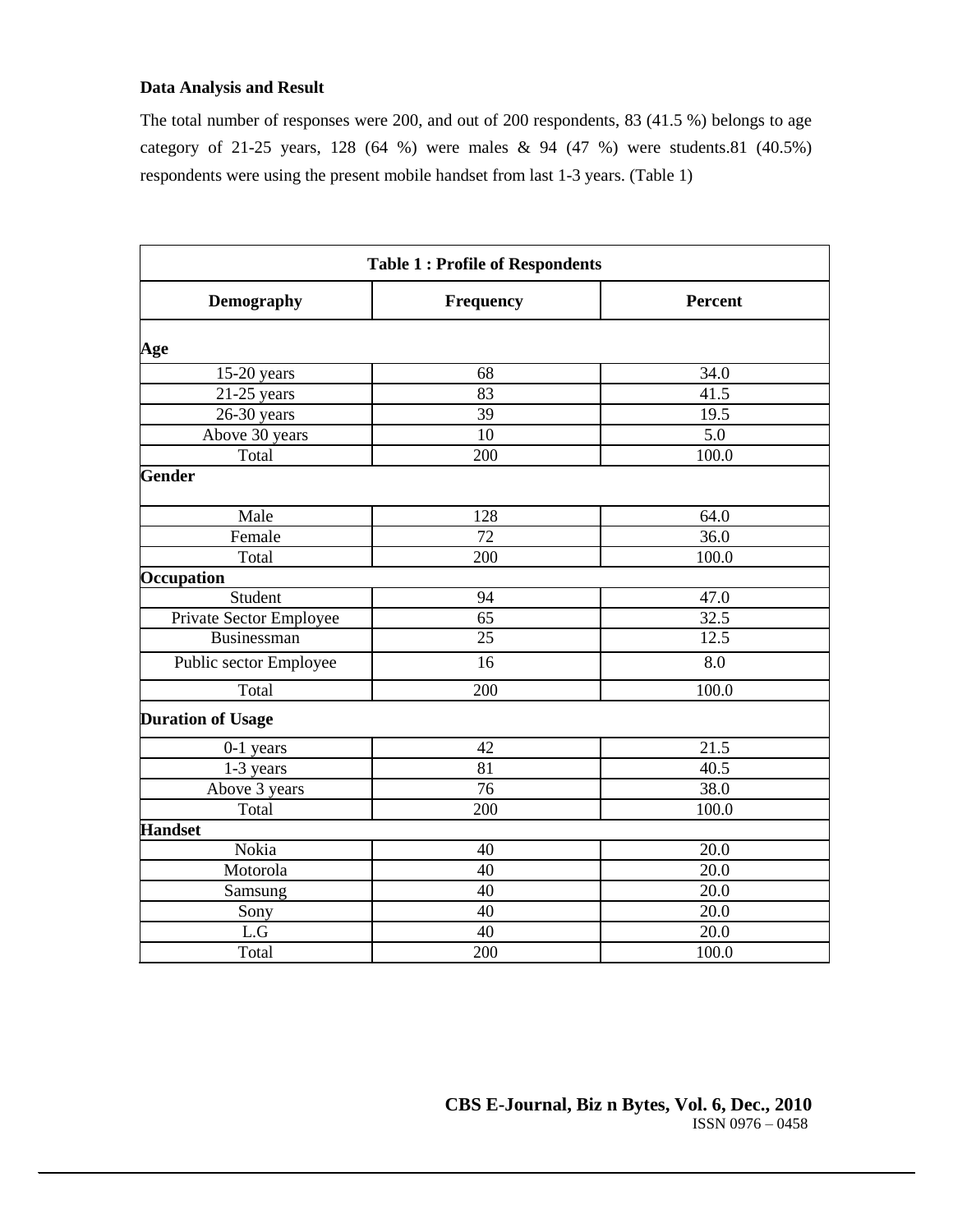**Data Analysis and Result**

The total number of responses were 200, and out of 200 respondents, 83 (41.5 %) belongs to age category of 21-25 years, 128 (64 %) were males & 94 (47 %) were students.81 (40.5%) respondents were using the present mobile handset from last 1-3 years. (Table 1)

**Table 1 : Profile of Respondents**

| Demography | Frequency | Percent |
|---|---|---|
| **Age** | | |
| 15-20 years | 68 | 34.0 |
| 21-25 years | 83 | 41.5 |
| 26-30 years | 39 | 19.5 |
| Above 30 years | 10 | 5.0 |
| Total | 200 | 100.0 |
| **Gender** | | |
| Male | 128 | 64.0 |
| Female | 72 | 36.0 |
| Total | 200 | 100.0 |
| **Occupation** | | |
| Student | 94 | 47.0 |
| Private Sector Employee | 65 | 32.5 |
| Businessman | 25 | 12.5 |
| Public sector Employee | 16 | 8.0 |
| Total | 200 | 100.0 |
| **Duration of Usage** | | |
| 0-1 years | 42 | 21.5 |
| 1-3 years | 81 | 40.5 |
| Above 3 years | 76 | 38.0 |
| Total | 200 | 100.0 |
| **Handset** | | |
| Nokia | 40 | 20.0 |
| Motorola | 40 | 20.0 |
| Samsung | 40 | 20.0 |
| Sony | 40 | 20.0 |
| L.G | 40 | 20.0 |
| Total | 200 | 100.0 |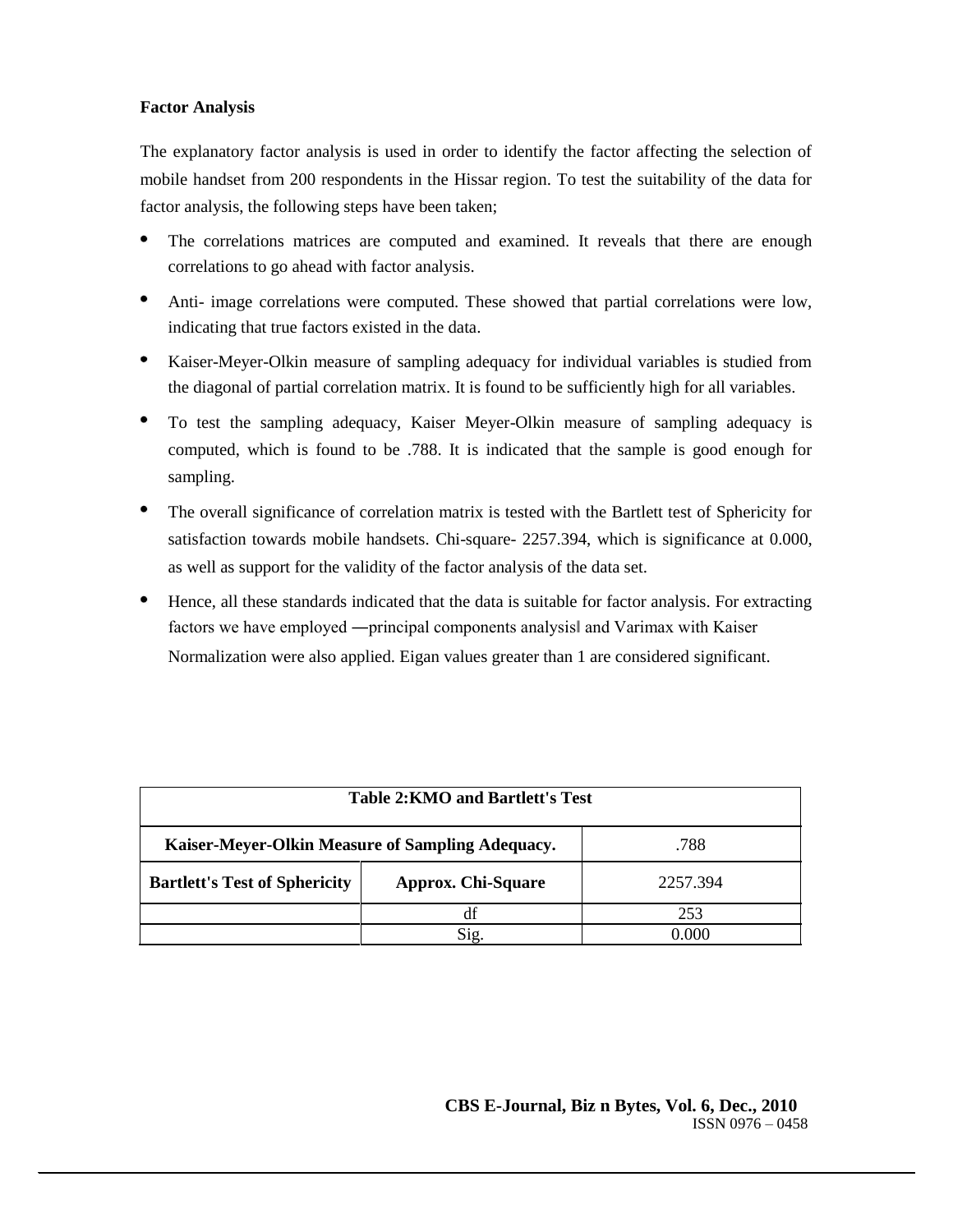**Factor Analysis**

The explanatory factor analysis is used in order to identify the factor affecting the selection of mobile handset from 200 respondents in the Hissar region. To test the suitability of the data for factor analysis, the following steps have been taken;

- The correlations matrices are computed and examined. It reveals that there are enough correlations to go ahead with factor analysis.
- Anti- image correlations were computed. These showed that partial correlations were low, indicating that true factors existed in the data.
- Kaiser-Meyer-Olkin measure of sampling adequacy for individual variables is studied from the diagonal of partial correlation matrix. It is found to be sufficiently high for all variables.
- To test the sampling adequacy, Kaiser Meyer-Olkin measure of sampling adequacy is computed, which is found to be .788. It is indicated that the sample is good enough for sampling.
- The overall significance of correlation matrix is tested with the Bartlett test of Sphericity for satisfaction towards mobile handsets. Chi-square- 2257.394, which is significance at 0.000, as well as support for the validity of the factor analysis of the data set.
- Hence, all these standards indicated that the data is suitable for factor analysis. For extracting factors we have employed ―principal components analysis‖ and Varimax with Kaiser Normalization were also applied. Eigan values greater than 1 are considered significant.

| Table 2:KMO and Bartlett's Test | | |
|---|---|---|
| **Kaiser-Meyer-Olkin Measure of Sampling Adequacy.** | | .788 |
| **Bartlett's Test of Sphericity** | **Approx. Chi-Square** | 2257.394 |
| | df | 253 |
| | Sig. | 0.000 |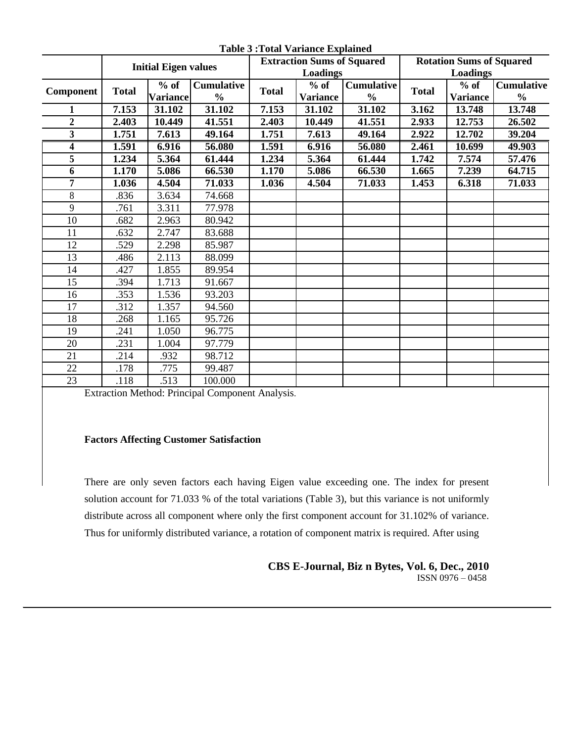**Table 3 :Total Variance Explained**

| | Initial Eigen values | | | Extraction Sums of Squared Loadings | | | Rotation Sums of Squared Loadings | | |
|---|---|---|---|---|---|---|---|---|---|
| **Component** | **Total** | **% of Variance** | **Cumulative %** | **Total** | **% of Variance** | **Cumulative %** | **Total** | **% of Variance** | **Cumulative %** |
| **1** | **7.153** | **31.102** | **31.102** | **7.153** | **31.102** | **31.102** | **3.162** | **13.748** | **13.748** |
| **2** | **2.403** | **10.449** | **41.551** | **2.403** | **10.449** | **41.551** | **2.933** | **12.753** | **26.502** |
| **3** | **1.751** | **7.613** | **49.164** | **1.751** | **7.613** | **49.164** | **2.922** | **12.702** | **39.204** |
| **4** | **1.591** | **6.916** | **56.080** | **1.591** | **6.916** | **56.080** | **2.461** | **10.699** | **49.903** |
| **5** | **1.234** | **5.364** | **61.444** | **1.234** | **5.364** | **61.444** | **1.742** | **7.574** | **57.476** |
| **6** | **1.170** | **5.086** | **66.530** | **1.170** | **5.086** | **66.530** | **1.665** | **7.239** | **64.715** |
| **7** | **1.036** | **4.504** | **71.033** | **1.036** | **4.504** | **71.033** | **1.453** | **6.318** | **71.033** |
| 8 | .836 | 3.634 | 74.668 | | | | | | |
| 9 | .761 | 3.311 | 77.978 | | | | | | |
| 10 | .682 | 2.963 | 80.942 | | | | | | |
| 11 | .632 | 2.747 | 83.688 | | | | | | |
| 12 | .529 | 2.298 | 85.987 | | | | | | |
| 13 | .486 | 2.113 | 88.099 | | | | | | |
| 14 | .427 | 1.855 | 89.954 | | | | | | |
| 15 | .394 | 1.713 | 91.667 | | | | | | |
| 16 | .353 | 1.536 | 93.203 | | | | | | |
| 17 | .312 | 1.357 | 94.560 | | | | | | |
| 18 | .268 | 1.165 | 95.726 | | | | | | |
| 19 | .241 | 1.050 | 96.775 | | | | | | |
| 20 | .231 | 1.004 | 97.779 | | | | | | |
| 21 | .214 | .932 | 98.712 | | | | | | |
| 22 | .178 | .775 | 99.487 | | | | | | |
| 23 | .118 | .513 | 100.000 | | | | | | |

Extraction Method: Principal Component Analysis.

**Factors Affecting Customer Satisfaction**

There are only seven factors each having Eigen value exceeding one. The index for present solution account for 71.033 % of the total variations (Table 3), but this variance is not uniformly distribute across all component where only the first component account for 31.102% of variance. Thus for uniformly distributed variance, a rotation of component matrix is required. After using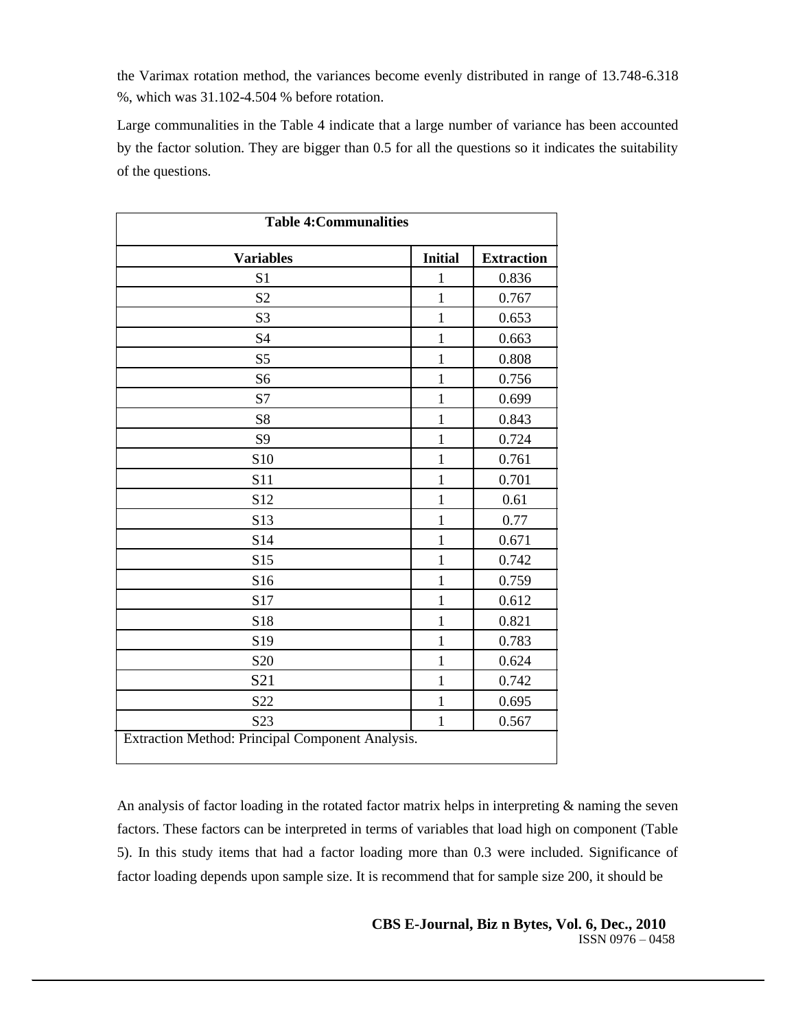the Varimax rotation method, the variances become evenly distributed in range of 13.748-6.318 %, which was 31.102-4.504 % before rotation.

Large communalities in the Table 4 indicate that a large number of variance has been accounted by the factor solution. They are bigger than 0.5 for all the questions so it indicates the suitability of the questions.

**Table 4:Communalities**

| Variables | Initial | Extraction |
|---|---|---|
| S1 | 1 | 0.836 |
| S2 | 1 | 0.767 |
| S3 | 1 | 0.653 |
| S4 | 1 | 0.663 |
| S5 | 1 | 0.808 |
| S6 | 1 | 0.756 |
| S7 | 1 | 0.699 |
| S8 | 1 | 0.843 |
| S9 | 1 | 0.724 |
| S10 | 1 | 0.761 |
| S11 | 1 | 0.701 |
| S12 | 1 | 0.61 |
| S13 | 1 | 0.77 |
| S14 | 1 | 0.671 |
| S15 | 1 | 0.742 |
| S16 | 1 | 0.759 |
| S17 | 1 | 0.612 |
| S18 | 1 | 0.821 |
| S19 | 1 | 0.783 |
| S20 | 1 | 0.624 |
| S21 | 1 | 0.742 |
| S22 | 1 | 0.695 |
| S23 | 1 | 0.567 |

Extraction Method: Principal Component Analysis.

An analysis of factor loading in the rotated factor matrix helps in interpreting & naming the seven factors. These factors can be interpreted in terms of variables that load high on component (Table 5). In this study items that had a factor loading more than 0.3 were included. Significance of factor loading depends upon sample size. It is recommend that for sample size 200, it should be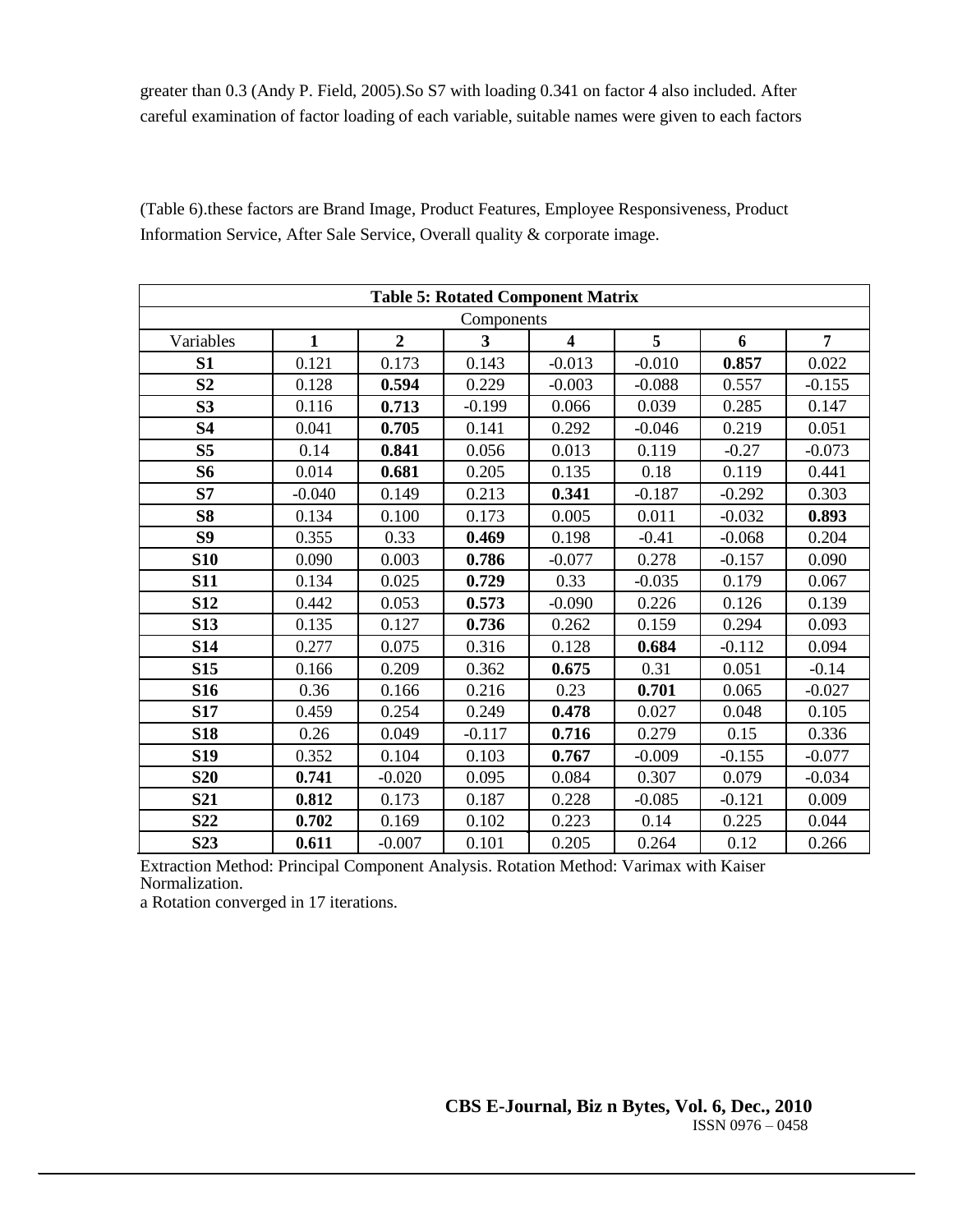greater than 0.3 (Andy P. Field, 2005).So S7 with loading 0.341 on factor 4 also included. After careful examination of factor loading of each variable, suitable names were given to each factors

(Table 6).these factors are Brand Image, Product Features, Employee Responsiveness, Product Information Service, After Sale Service, Overall quality & corporate image.

**Table 5: Rotated Component Matrix**

| | Components | | | | | | |
|---|---|---|---|---|---|---|---|
| Variables | **1** | **2** | **3** | **4** | **5** | **6** | **7** |
| **S1** | 0.121 | 0.173 | 0.143 | -0.013 | -0.010 | **0.857** | 0.022 |
| **S2** | 0.128 | **0.594** | 0.229 | -0.003 | -0.088 | 0.557 | -0.155 |
| **S3** | 0.116 | **0.713** | -0.199 | 0.066 | 0.039 | 0.285 | 0.147 |
| **S4** | 0.041 | **0.705** | 0.141 | 0.292 | -0.046 | 0.219 | 0.051 |
| **S5** | 0.14 | **0.841** | 0.056 | 0.013 | 0.119 | -0.27 | -0.073 |
| **S6** | 0.014 | **0.681** | 0.205 | 0.135 | 0.18 | 0.119 | 0.441 |
| **S7** | -0.040 | 0.149 | 0.213 | **0.341** | -0.187 | -0.292 | 0.303 |
| **S8** | 0.134 | 0.100 | 0.173 | 0.005 | 0.011 | -0.032 | **0.893** |
| **S9** | 0.355 | 0.33 | **0.469** | 0.198 | -0.41 | -0.068 | 0.204 |
| **S10** | 0.090 | 0.003 | **0.786** | -0.077 | 0.278 | -0.157 | 0.090 |
| **S11** | 0.134 | 0.025 | **0.729** | 0.33 | -0.035 | 0.179 | 0.067 |
| **S12** | 0.442 | 0.053 | **0.573** | -0.090 | 0.226 | 0.126 | 0.139 |
| **S13** | 0.135 | 0.127 | **0.736** | 0.262 | 0.159 | 0.294 | 0.093 |
| **S14** | 0.277 | 0.075 | 0.316 | 0.128 | **0.684** | -0.112 | 0.094 |
| **S15** | 0.166 | 0.209 | 0.362 | **0.675** | 0.31 | 0.051 | -0.14 |
| **S16** | 0.36 | 0.166 | 0.216 | 0.23 | **0.701** | 0.065 | -0.027 |
| **S17** | 0.459 | 0.254 | 0.249 | **0.478** | 0.027 | 0.048 | 0.105 |
| **S18** | 0.26 | 0.049 | -0.117 | **0.716** | 0.279 | 0.15 | 0.336 |
| **S19** | 0.352 | 0.104 | 0.103 | **0.767** | -0.009 | -0.155 | -0.077 |
| **S20** | **0.741** | -0.020 | 0.095 | 0.084 | 0.307 | 0.079 | -0.034 |
| **S21** | **0.812** | 0.173 | 0.187 | 0.228 | -0.085 | -0.121 | 0.009 |
| **S22** | **0.702** | 0.169 | 0.102 | 0.223 | 0.14 | 0.225 | 0.044 |
| **S23** | **0.611** | -0.007 | 0.101 | 0.205 | 0.264 | 0.12 | 0.266 |

Extraction Method: Principal Component Analysis. Rotation Method: Varimax with Kaiser Normalization.

a Rotation converged in 17 iterations.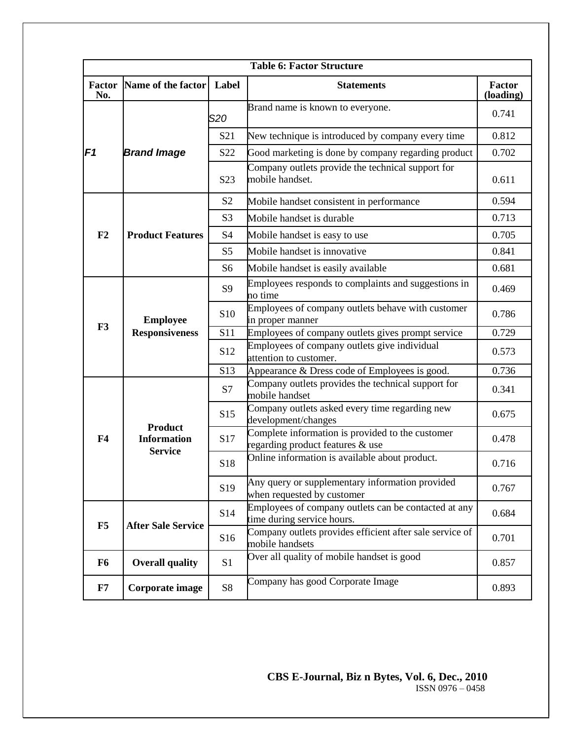| Table 6: Factor Structure | | | | |
|---|---|---|---|---|
| **Factor No.** | **Name of the factor** | **Label** | **Statements** | **Factor (loading)** |
| ***F1*** | ***Brand Image*** | *S20* | Brand name is known to everyone. | 0.741 |
| | | S21 | New technique is introduced by company every time | 0.812 |
| | | S22 | Good marketing is done by company regarding product | 0.702 |
| | | S23 | Company outlets provide the technical support for mobile handset. | 0.611 |
| **F2** | **Product Features** | S2 | Mobile handset consistent in performance | 0.594 |
| | | S3 | Mobile handset is durable | 0.713 |
| | | S4 | Mobile handset is easy to use | 0.705 |
| | | S5 | Mobile handset is innovative | 0.841 |
| | | S6 | Mobile handset is easily available | 0.681 |
| **F3** | **Employee Responsiveness** | S9 | Employees responds to complaints and suggestions in no time | 0.469 |
| | | S10 | Employees of company outlets behave with customer in proper manner | 0.786 |
| | | S11 | Employees of company outlets gives prompt service | 0.729 |
| | | S12 | Employees of company outlets give individual attention to customer. | 0.573 |
| | | S13 | Appearance & Dress code of Employees is good. | 0.736 |
| **F4** | **Product Information Service** | S7 | Company outlets provides the technical support for mobile handset | 0.341 |
| | | S15 | Company outlets asked every time regarding new development/changes | 0.675 |
| | | S17 | Complete information is provided to the customer regarding product features & use | 0.478 |
| | | S18 | Online information is available about product. | 0.716 |
| | | S19 | Any query or supplementary information provided when requested by customer | 0.767 |
| **F5** | **After Sale Service** | S14 | Employees of company outlets can be contacted at any time during service hours. | 0.684 |
| | | S16 | Company outlets provides efficient after sale service of mobile handsets | 0.701 |
| **F6** | **Overall quality** | S1 | Over all quality of mobile handset is good | 0.857 |
| **F7** | **Corporate image** | S8 | Company has good Corporate Image | 0.893 |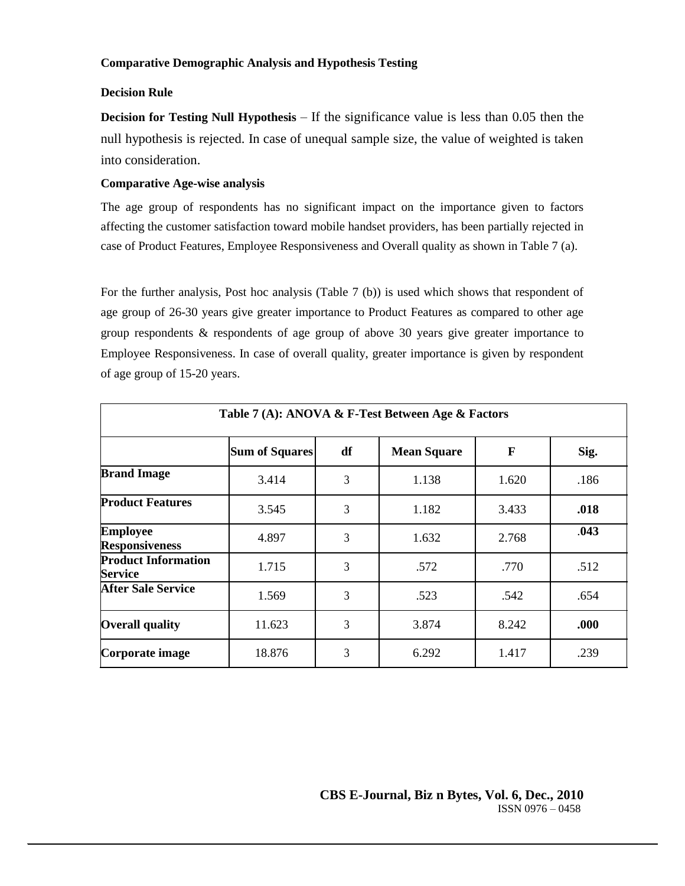**Comparative Demographic Analysis and Hypothesis Testing**

**Decision Rule**

**Decision for Testing Null Hypothesis** – If the significance value is less than 0.05 then the null hypothesis is rejected. In case of unequal sample size, the value of weighted is taken into consideration.

**Comparative Age-wise analysis**

The age group of respondents has no significant impact on the importance given to factors affecting the customer satisfaction toward mobile handset providers, has been partially rejected in case of Product Features, Employee Responsiveness and Overall quality as shown in Table 7 (a).

For the further analysis, Post hoc analysis (Table 7 (b)) is used which shows that respondent of age group of 26-30 years give greater importance to Product Features as compared to other age group respondents & respondents of age group of above 30 years give greater importance to Employee Responsiveness. In case of overall quality, greater importance is given by respondent of age group of 15-20 years.

**Table 7 (A): ANOVA & F-Test Between Age & Factors**

| | Sum of Squares | df | Mean Square | F | Sig. |
|---|---|---|---|---|---|
| **Brand Image** | 3.414 | 3 | 1.138 | 1.620 | .186 |
| **Product Features** | 3.545 | 3 | 1.182 | 3.433 | **.018** |
| **Employee Responsiveness** | 4.897 | 3 | 1.632 | 2.768 | **.043** |
| **Product Information Service** | 1.715 | 3 | .572 | .770 | .512 |
| **After Sale Service** | 1.569 | 3 | .523 | .542 | .654 |
| **Overall quality** | 11.623 | 3 | 3.874 | 8.242 | **.000** |
| **Corporate image** | 18.876 | 3 | 6.292 | 1.417 | .239 |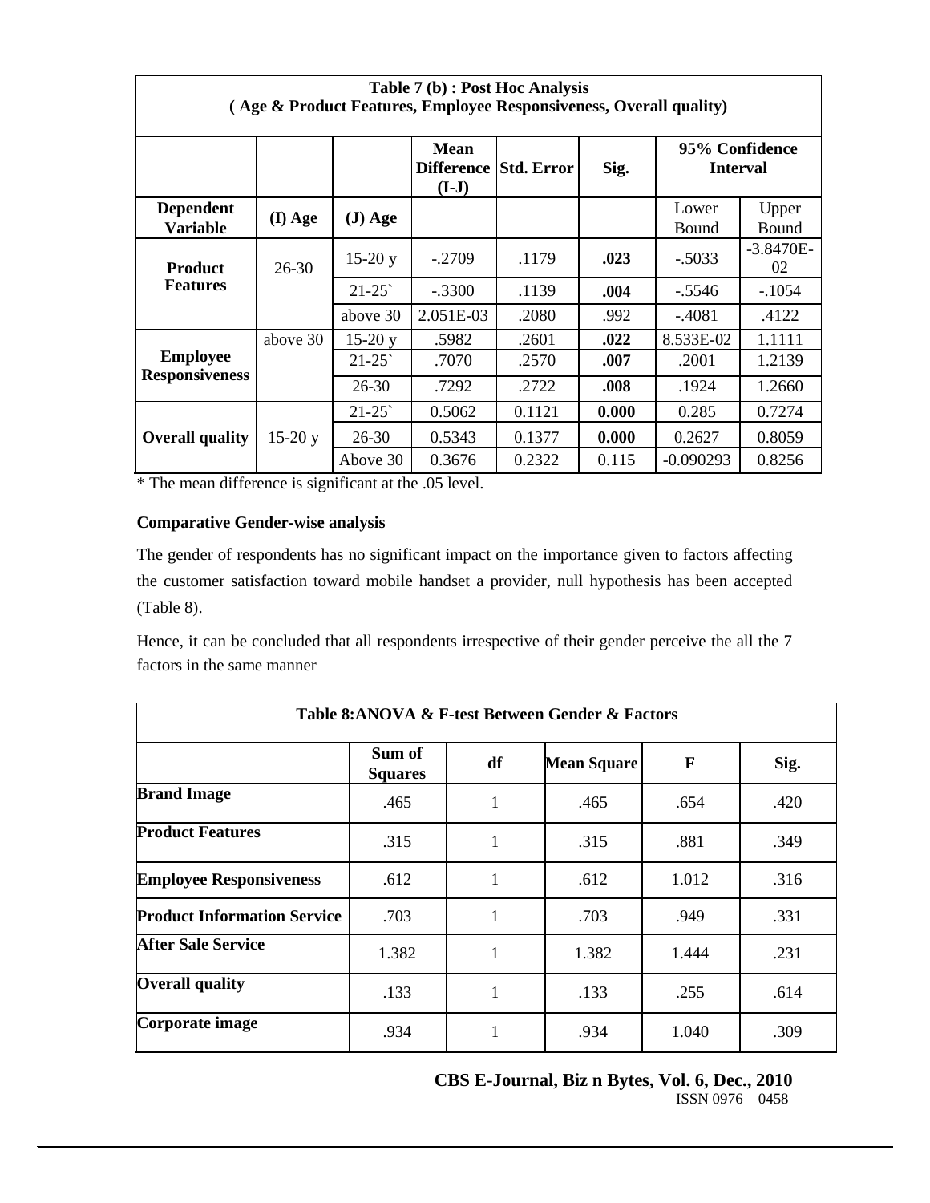**Table 7 (b) : Post Hoc Analysis**
**( Age & Product Features, Employee Responsiveness, Overall quality)**

| | | | Mean Difference (I-J) | Std. Error | Sig. | 95% Confidence Interval | |
|---|---|---|---|---|---|---|---|
| **Dependent Variable** | **(I) Age** | **(J) Age** | | | | Lower Bound | Upper Bound |
| **Product Features** | 26-30 | 15-20 y | -.2709 | .1179 | **.023** | -.5033 | -3.8470E-02 |
| | | 21-25` | -.3300 | .1139 | **.004** | -.5546 | -.1054 |
| | | above 30 | 2.051E-03 | .2080 | .992 | -.4081 | .4122 |
| **Employee Responsiveness** | above 30 | 15-20 y | .5982 | .2601 | **.022** | 8.533E-02 | 1.1111 |
| | | 21-25` | .7070 | .2570 | **.007** | .2001 | 1.2139 |
| | | 26-30 | .7292 | .2722 | **.008** | .1924 | 1.2660 |
| **Overall quality** | 15-20 y | 21-25` | 0.5062 | 0.1121 | **0.000** | 0.285 | 0.7274 |
| | | 26-30 | 0.5343 | 0.1377 | **0.000** | 0.2627 | 0.8059 |
| | | Above 30 | 0.3676 | 0.2322 | 0.115 | -0.090293 | 0.8256 |

* The mean difference is significant at the .05 level.

**Comparative Gender-wise analysis**

The gender of respondents has no significant impact on the importance given to factors affecting the customer satisfaction toward mobile handset a provider, null hypothesis has been accepted (Table 8).

Hence, it can be concluded that all respondents irrespective of their gender perceive the all the 7 factors in the same manner

**Table 8:ANOVA & F-test Between Gender & Factors**

| | Sum of Squares | df | Mean Square | F | Sig. |
|---|---|---|---|---|---|
| **Brand Image** | .465 | 1 | .465 | .654 | .420 |
| **Product Features** | .315 | 1 | .315 | .881 | .349 |
| **Employee Responsiveness** | .612 | 1 | .612 | 1.012 | .316 |
| **Product Information Service** | .703 | 1 | .703 | .949 | .331 |
| **After Sale Service** | 1.382 | 1 | 1.382 | 1.444 | .231 |
| **Overall quality** | .133 | 1 | .133 | .255 | .614 |
| **Corporate image** | .934 | 1 | .934 | 1.040 | .309 |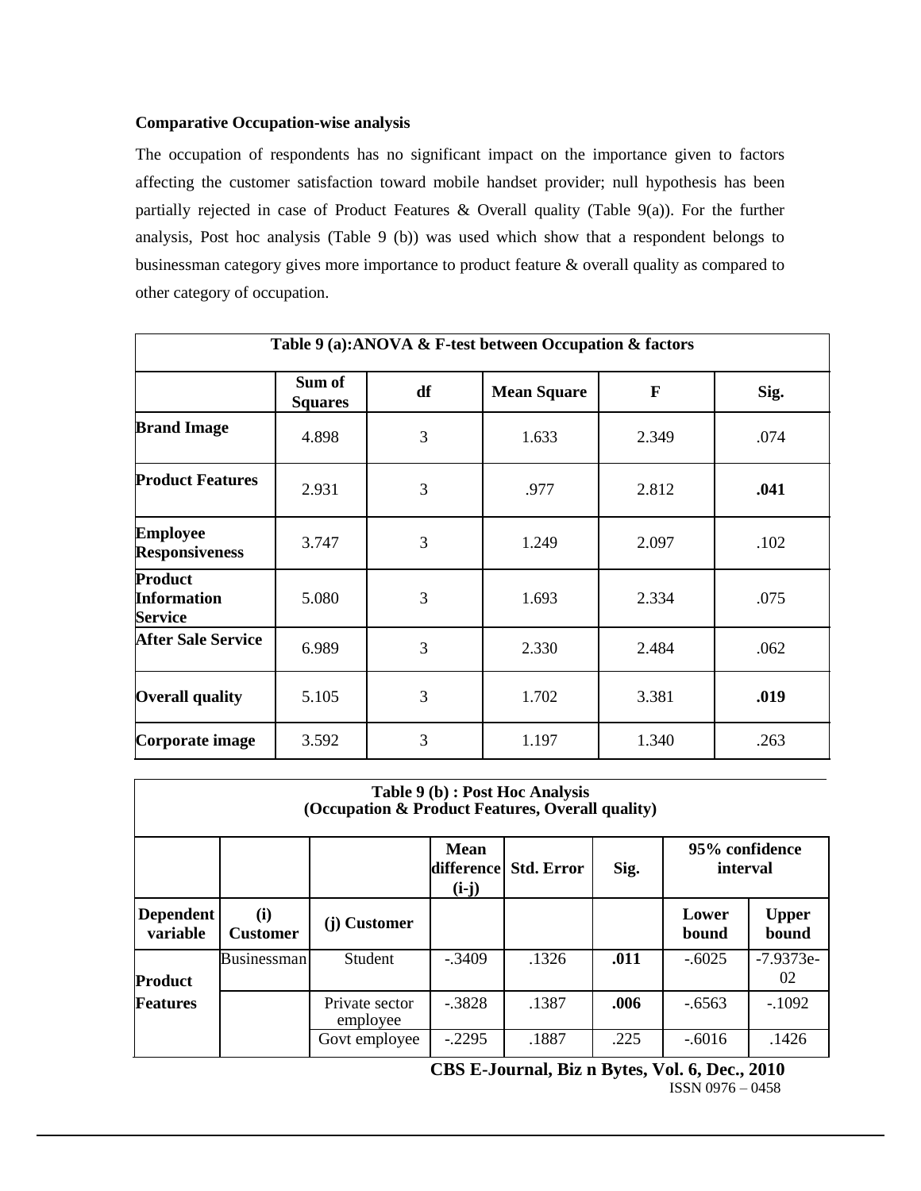**Comparative Occupation-wise analysis**

The occupation of respondents has no significant impact on the importance given to factors affecting the customer satisfaction toward mobile handset provider; null hypothesis has been partially rejected in case of Product Features & Overall quality (Table 9(a)). For the further analysis, Post hoc analysis (Table 9 (b)) was used which show that a respondent belongs to businessman category gives more importance to product feature & overall quality as compared to other category of occupation.

| Table 9 (a):ANOVA & F-test between Occupation & factors | | | | | |
|---|---|---|---|---|---|
| | **Sum of Squares** | **df** | **Mean Square** | **F** | **Sig.** |
| **Brand Image** | 4.898 | 3 | 1.633 | 2.349 | .074 |
| **Product Features** | 2.931 | 3 | .977 | 2.812 | **.041** |
| **Employee Responsiveness** | 3.747 | 3 | 1.249 | 2.097 | .102 |
| **Product Information Service** | 5.080 | 3 | 1.693 | 2.334 | .075 |
| **After Sale Service** | 6.989 | 3 | 2.330 | 2.484 | .062 |
| **Overall quality** | 5.105 | 3 | 1.702 | 3.381 | **.019** |
| **Corporate image** | 3.592 | 3 | 1.197 | 1.340 | .263 |

| Table 9 (b) : Post Hoc Analysis (Occupation & Product Features, Overall quality) | | | | | | | |
|---|---|---|---|---|---|---|---|
| | | | **Mean difference (i-j)** | **Std. Error** | **Sig.** | **95% confidence interval** | |
| **Dependent variable** | **(i) Customer** | **(j) Customer** | | | | **Lower bound** | **Upper bound** |
| **Product Features** | Businessman | Student | -.3409 | .1326 | **.011** | -.6025 | -7.9373e-02 |
| | | Private sector employee | -.3828 | .1387 | **.006** | -.6563 | -.1092 |
| | | Govt employee | -.2295 | .1887 | .225 | -.6016 | .1426 |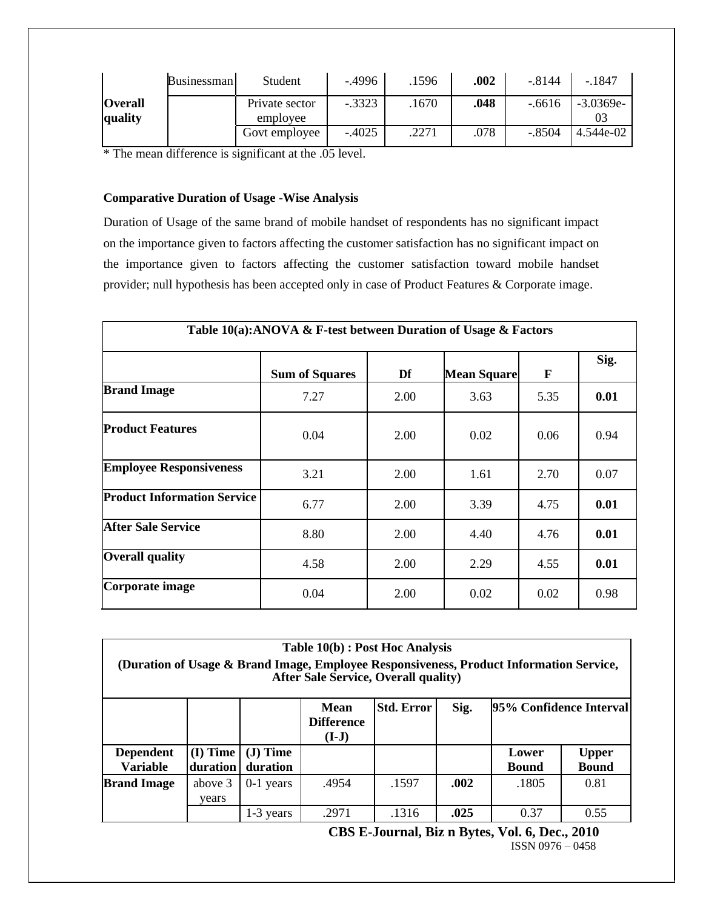| | | | | | | | |
|---|---|---|---|---|---|---|---|
| **Overall quality** | Businessman | Student | -.4996 | .1596 | **.002** | -.8144 | -.1847 |
| | | Private sector employee | -.3323 | .1670 | **.048** | -.6616 | -3.0369e-03 |
| | | Govt employee | -.4025 | .2271 | .078 | -.8504 | 4.544e-02 |

* The mean difference is significant at the .05 level.

**Comparative Duration of Usage -Wise Analysis**

Duration of Usage of the same brand of mobile handset of respondents has no significant impact on the importance given to factors affecting the customer satisfaction has no significant impact on the importance given to factors affecting the customer satisfaction toward mobile handset provider; null hypothesis has been accepted only in case of Product Features & Corporate image.

**Table 10(a):ANOVA & F-test between Duration of Usage & Factors**

| | Sum of Squares | Df | Mean Square | F | Sig. |
|---|---|---|---|---|---|
| **Brand Image** | 7.27 | 2.00 | 3.63 | 5.35 | **0.01** |
| **Product Features** | 0.04 | 2.00 | 0.02 | 0.06 | 0.94 |
| **Employee Responsiveness** | 3.21 | 2.00 | 1.61 | 2.70 | 0.07 |
| **Product Information Service** | 6.77 | 2.00 | 3.39 | 4.75 | **0.01** |
| **After Sale Service** | 8.80 | 2.00 | 4.40 | 4.76 | **0.01** |
| **Overall quality** | 4.58 | 2.00 | 2.29 | 4.55 | **0.01** |
| **Corporate image** | 0.04 | 2.00 | 0.02 | 0.02 | 0.98 |

**Table 10(b) : Post Hoc Analysis**
**(Duration of Usage & Brand Image, Employee Responsiveness, Product Information Service, After Sale Service, Overall quality)**

| | | | Mean Difference (I-J) | Std. Error | Sig. | 95% Confidence Interval | |
|---|---|---|---|---|---|---|---|
| **Dependent Variable** | **(I) Time duration** | **(J) Time duration** | | | | **Lower Bound** | **Upper Bound** |
| **Brand Image** | above 3 years | 0-1 years | .4954 | .1597 | **.002** | .1805 | 0.81 |
| | | 1-3 years | .2971 | .1316 | **.025** | 0.37 | 0.55 |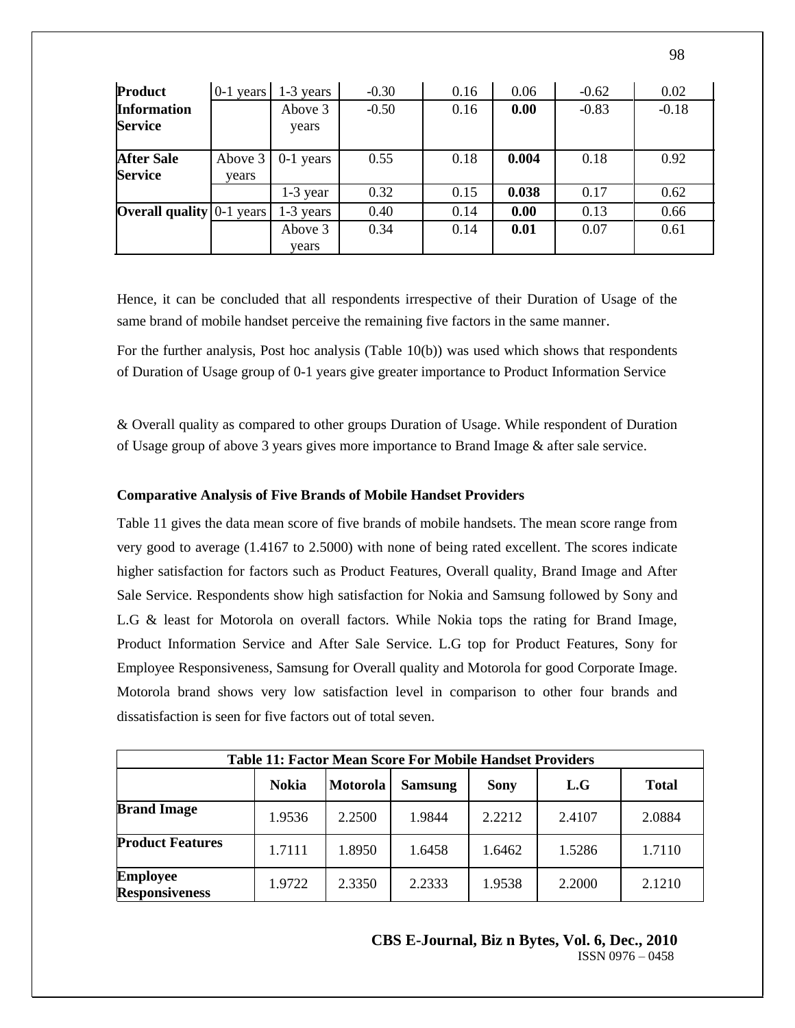| Product Information Service | 0-1 years | 1-3 years | -0.30 | 0.16 | 0.06 | -0.62 | 0.02 |
|---|---|---|---|---|---|---|---|
| | | Above 3 years | -0.50 | 0.16 | **0.00** | -0.83 | -0.18 |
| **After Sale Service** | Above 3 years | 0-1 years | 0.55 | 0.18 | **0.004** | 0.18 | 0.92 |
| | | 1-3 year | 0.32 | 0.15 | **0.038** | 0.17 | 0.62 |
| **Overall quality** | 0-1 years | 1-3 years | 0.40 | 0.14 | **0.00** | 0.13 | 0.66 |
| | | Above 3 years | 0.34 | 0.14 | **0.01** | 0.07 | 0.61 |

Hence, it can be concluded that all respondents irrespective of their Duration of Usage of the same brand of mobile handset perceive the remaining five factors in the same manner.

For the further analysis, Post hoc analysis (Table 10(b)) was used which shows that respondents of Duration of Usage group of 0-1 years give greater importance to Product Information Service & Overall quality as compared to other groups Duration of Usage. While respondent of Duration of Usage group of above 3 years gives more importance to Brand Image & after sale service.

**Comparative Analysis of Five Brands of Mobile Handset Providers**

Table 11 gives the data mean score of five brands of mobile handsets. The mean score range from very good to average (1.4167 to 2.5000) with none of being rated excellent. The scores indicate higher satisfaction for factors such as Product Features, Overall quality, Brand Image and After Sale Service. Respondents show high satisfaction for Nokia and Samsung followed by Sony and L.G & least for Motorola on overall factors. While Nokia tops the rating for Brand Image, Product Information Service and After Sale Service. L.G top for Product Features, Sony for Employee Responsiveness, Samsung for Overall quality and Motorola for good Corporate Image. Motorola brand shows very low satisfaction level in comparison to other four brands and dissatisfaction is seen for five factors out of total seven.

**Table 11: Factor Mean Score For Mobile Handset Providers**

| | Nokia | Motorola | Samsung | Sony | L.G | Total |
|---|---|---|---|---|---|---|
| **Brand Image** | 1.9536 | 2.2500 | 1.9844 | 2.2212 | 2.4107 | 2.0884 |
| **Product Features** | 1.7111 | 1.8950 | 1.6458 | 1.6462 | 1.5286 | 1.7110 |
| **Employee Responsiveness** | 1.9722 | 2.3350 | 2.2333 | 1.9538 | 2.2000 | 2.1210 |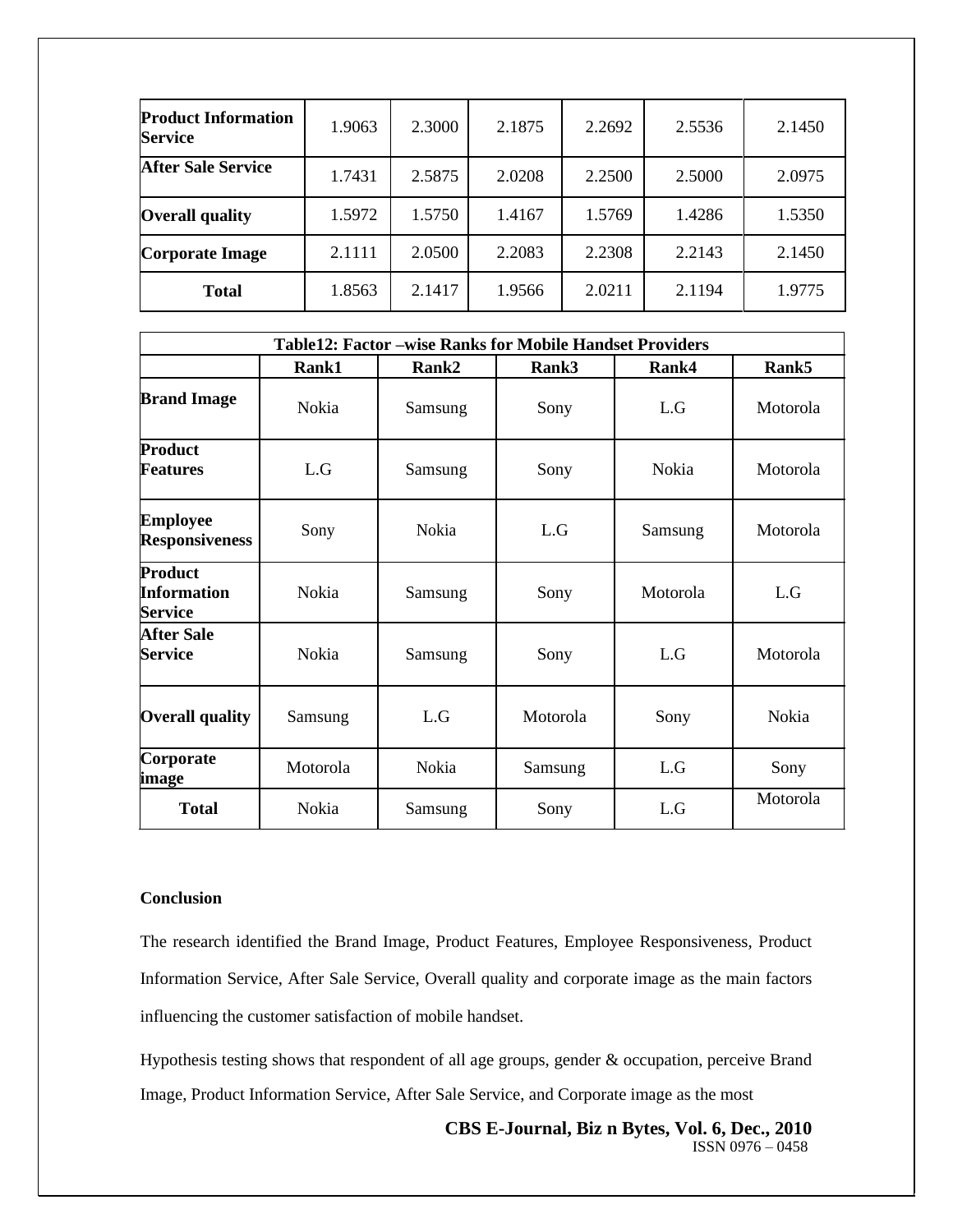| | | | | | | |
|---|---|---|---|---|---|---|
| **Product Information Service** | 1.9063 | 2.3000 | 2.1875 | 2.2692 | 2.5536 | 2.1450 |
| **After Sale Service** | 1.7431 | 2.5875 | 2.0208 | 2.2500 | 2.5000 | 2.0975 |
| **Overall quality** | 1.5972 | 1.5750 | 1.4167 | 1.5769 | 1.4286 | 1.5350 |
| **Corporate Image** | 2.1111 | 2.0500 | 2.2083 | 2.2308 | 2.2143 | 2.1450 |
| **Total** | 1.8563 | 2.1417 | 1.9566 | 2.0211 | 2.1194 | 1.9775 |

**Table12: Factor –wise Ranks for Mobile Handset Providers**

| | Rank1 | Rank2 | Rank3 | Rank4 | Rank5 |
|---|---|---|---|---|---|
| **Brand Image** | Nokia | Samsung | Sony | L.G | Motorola |
| **Product Features** | L.G | Samsung | Sony | Nokia | Motorola |
| **Employee Responsiveness** | Sony | Nokia | L.G | Samsung | Motorola |
| **Product Information Service** | Nokia | Samsung | Sony | Motorola | L.G |
| **After Sale Service** | Nokia | Samsung | Sony | L.G | Motorola |
| **Overall quality** | Samsung | L.G | Motorola | Sony | Nokia |
| **Corporate image** | Motorola | Nokia | Samsung | L.G | Sony |
| **Total** | Nokia | Samsung | Sony | L.G | Motorola |

**Conclusion**

The research identified the Brand Image, Product Features, Employee Responsiveness, Product Information Service, After Sale Service, Overall quality and corporate image as the main factors influencing the customer satisfaction of mobile handset.

Hypothesis testing shows that respondent of all age groups, gender & occupation, perceive Brand Image, Product Information Service, After Sale Service, and Corporate image as the most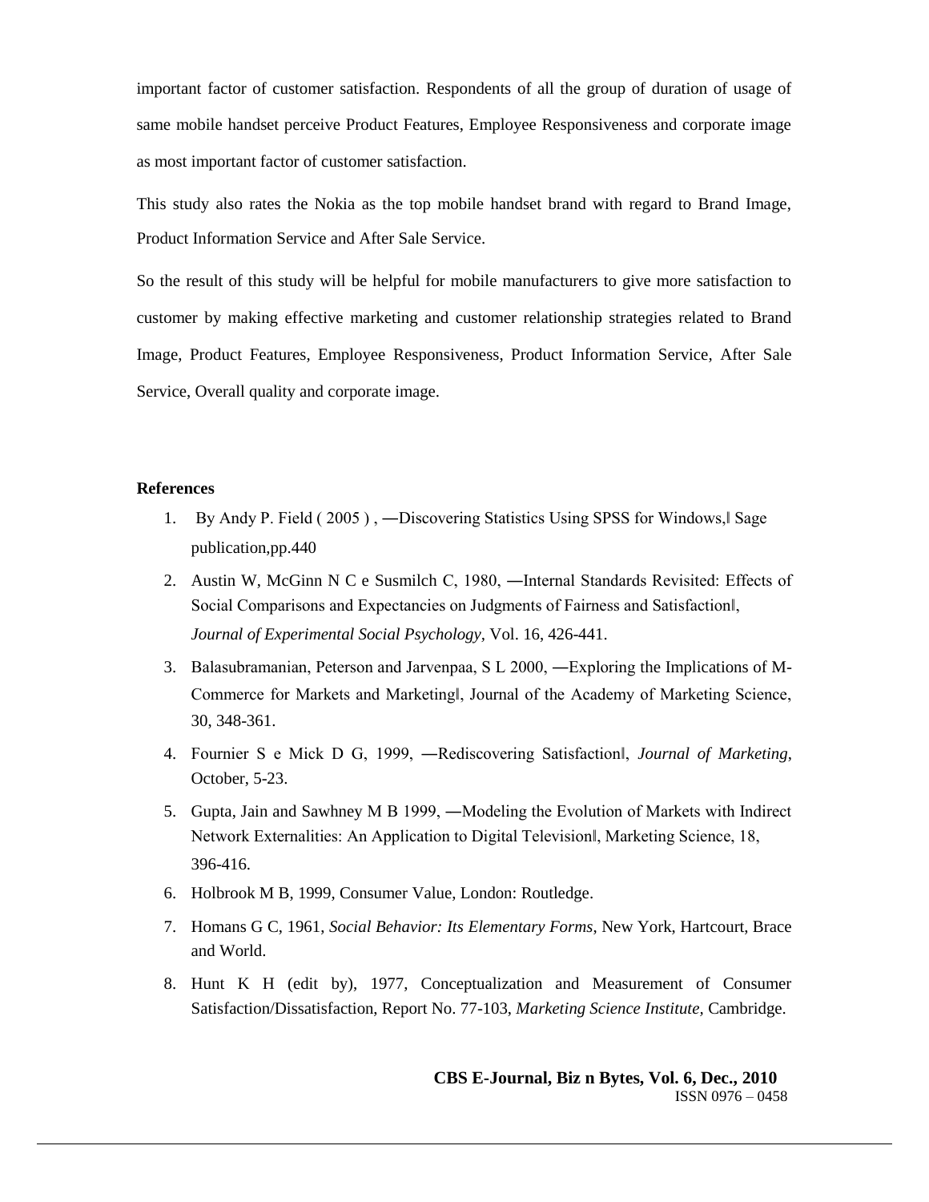important factor of customer satisfaction. Respondents of all the group of duration of usage of same mobile handset perceive Product Features, Employee Responsiveness and corporate image as most important factor of customer satisfaction.

This study also rates the Nokia as the top mobile handset brand with regard to Brand Image, Product Information Service and After Sale Service.

So the result of this study will be helpful for mobile manufacturers to give more satisfaction to customer by making effective marketing and customer relationship strategies related to Brand Image, Product Features, Employee Responsiveness, Product Information Service, After Sale Service, Overall quality and corporate image.

**References**

1. By Andy P. Field ( 2005 ) , ―Discovering Statistics Using SPSS for Windows,‖ Sage publication,pp.440
2. Austin W, McGinn N C e Susmilch C, 1980, ―Internal Standards Revisited: Effects of Social Comparisons and Expectancies on Judgments of Fairness and Satisfaction‖, *Journal of Experimental Social Psychology*, Vol. 16, 426-441.
3. Balasubramanian, Peterson and Jarvenpaa, S L 2000, ―Exploring the Implications of M-Commerce for Markets and Marketing‖, Journal of the Academy of Marketing Science, 30, 348-361.
4. Fournier S e Mick D G, 1999, ―Rediscovering Satisfaction‖, *Journal of Marketing*, October, 5-23.
5. Gupta, Jain and Sawhney M B 1999, ―Modeling the Evolution of Markets with Indirect Network Externalities: An Application to Digital Television‖, Marketing Science, 18, 396-416.
6. Holbrook M B, 1999, Consumer Value, London: Routledge.
7. Homans G C, 1961, *Social Behavior: Its Elementary Forms*, New York, Hartcourt, Brace and World.
8. Hunt K H (edit by), 1977, Conceptualization and Measurement of Consumer Satisfaction/Dissatisfaction, Report No. 77-103, *Marketing Science Institute,* Cambridge.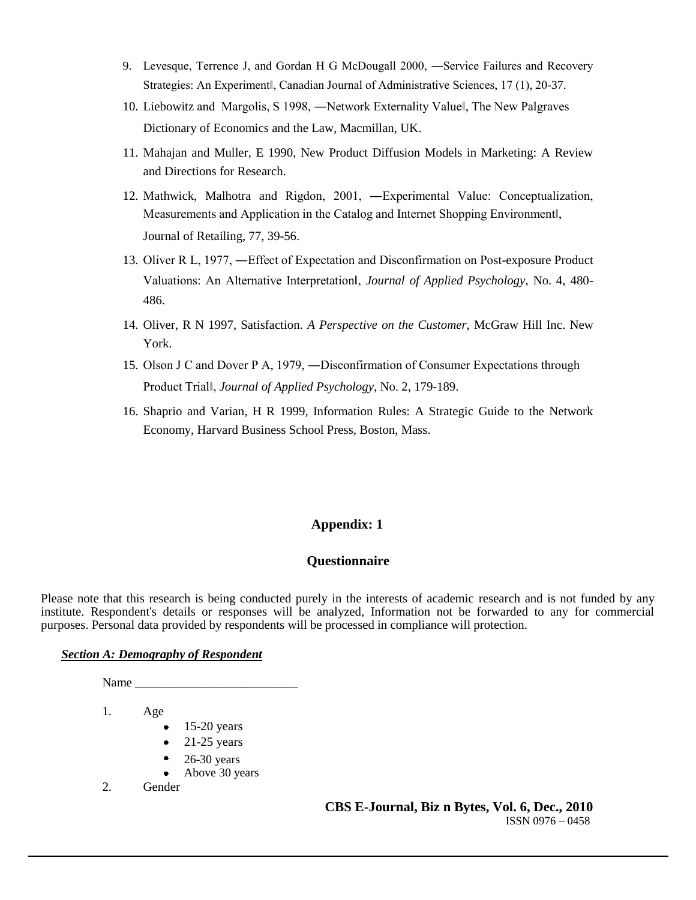9. Levesque, Terrence J, and Gordan H G McDougall 2000, ―Service Failures and Recovery Strategies: An Experiment‖, Canadian Journal of Administrative Sciences, 17 (1), 20-37.
10. Liebowitz and Margolis, S 1998, ―Network Externality Value‖, The New Palgraves Dictionary of Economics and the Law, Macmillan, UK.
11. Mahajan and Muller, E 1990, New Product Diffusion Models in Marketing: A Review and Directions for Research.
12. Mathwick, Malhotra and Rigdon, 2001, ―Experimental Value: Conceptualization, Measurements and Application in the Catalog and Internet Shopping Environment‖, Journal of Retailing, 77, 39-56.
13. Oliver R L, 1977, ―Effect of Expectation and Disconfirmation on Post-exposure Product Valuations: An Alternative Interpretation‖, *Journal of Applied Psychology*, No. 4, 480-486.
14. Oliver, R N 1997, Satisfaction. *A Perspective on the Customer,* McGraw Hill Inc. New York.
15. Olson J C and Dover P A, 1979, ―Disconfirmation of Consumer Expectations through Product Trial‖, *Journal of Applied Psychology,* No. 2, 179-189.
16. Shaprio and Varian, H R 1999, Information Rules: A Strategic Guide to the Network Economy, Harvard Business School Press, Boston, Mass.

## Appendix: 1

## Questionnaire

Please note that this research is being conducted purely in the interests of academic research and is not funded by any institute. Respondent's details or responses will be analyzed, Information not be forwarded to any for commercial purposes. Personal data provided by respondents will be processed in compliance will protection.

***Section A: Demography of Respondent***

Name __________________________

1. Age
   - 15-20 years
   - 21-25 years
   - 26-30 years
   - Above 30 years
2. Gender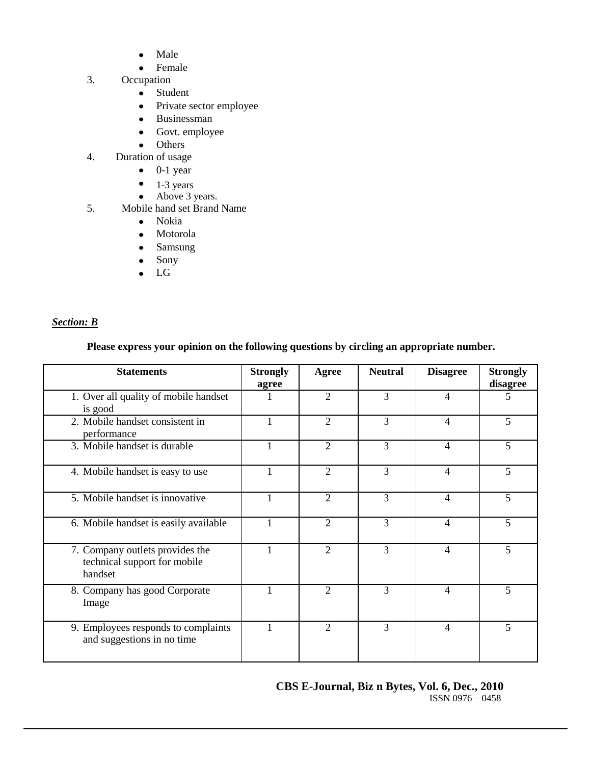- Male
- Female

3. Occupation
    - Student
    - Private sector employee
    - Businessman
    - Govt. employee
    - Others
4. Duration of usage
    - 0-1 year
    - 1-3 years
    - Above 3 years.
5. Mobile hand set Brand Name
    - Nokia
    - Motorola
    - Samsung
    - Sony
    - LG

***Section: B***

**Please express your opinion on the following questions by circling an appropriate number.**

| **Statements** | **Strongly agree** | **Agree** | **Neutral** | **Disagree** | **Strongly disagree** |
|---|---|---|---|---|---|
| 1. Over all quality of mobile handset is good | 1 | 2 | 3 | 4 | 5 |
| 2. Mobile handset consistent in performance | 1 | 2 | 3 | 4 | 5 |
| 3. Mobile handset is durable | 1 | 2 | 3 | 4 | 5 |
| 4. Mobile handset is easy to use | 1 | 2 | 3 | 4 | 5 |
| 5. Mobile handset is innovative | 1 | 2 | 3 | 4 | 5 |
| 6. Mobile handset is easily available | 1 | 2 | 3 | 4 | 5 |
| 7. Company outlets provides the technical support for mobile handset | 1 | 2 | 3 | 4 | 5 |
| 8. Company has good Corporate Image | 1 | 2 | 3 | 4 | 5 |
| 9. Employees responds to complaints and suggestions in no time | 1 | 2 | 3 | 4 | 5 |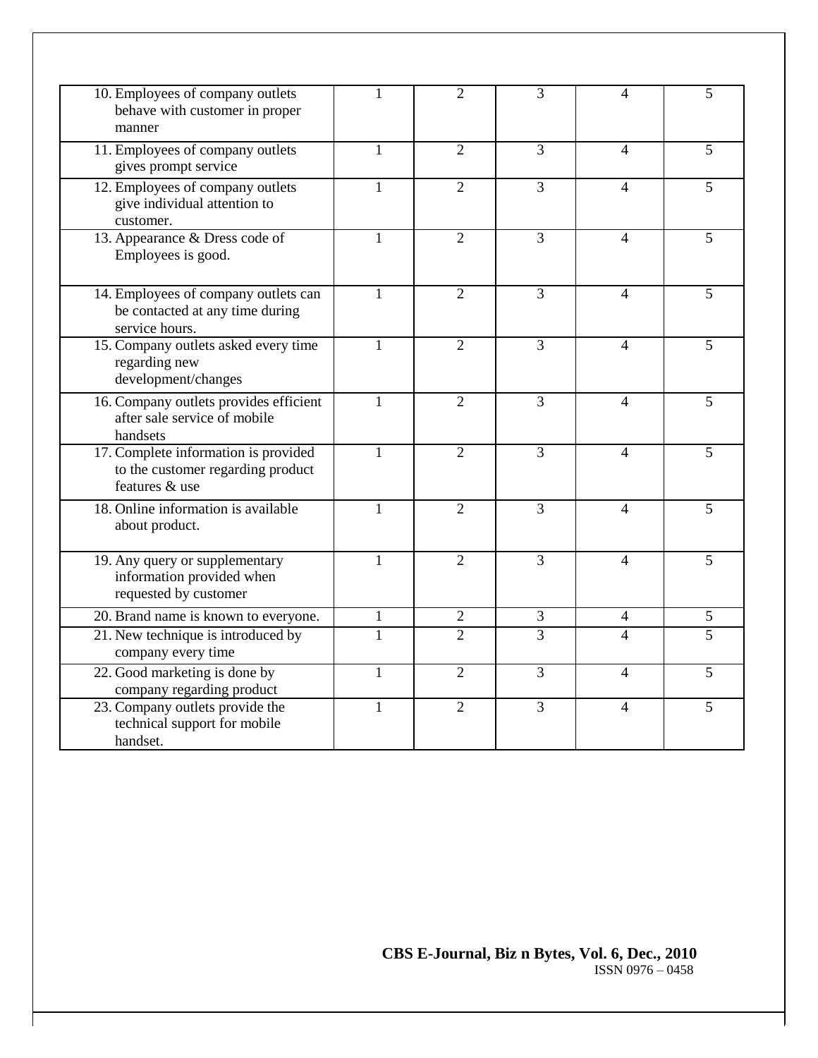| | | | | | |
|---|---|---|---|---|---|
| 10. Employees of company outlets behave with customer in proper manner | 1 | 2 | 3 | 4 | 5 |
| 11. Employees of company outlets gives prompt service | 1 | 2 | 3 | 4 | 5 |
| 12. Employees of company outlets give individual attention to customer. | 1 | 2 | 3 | 4 | 5 |
| 13. Appearance & Dress code of Employees is good. | 1 | 2 | 3 | 4 | 5 |
| 14. Employees of company outlets can be contacted at any time during service hours. | 1 | 2 | 3 | 4 | 5 |
| 15. Company outlets asked every time regarding new development/changes | 1 | 2 | 3 | 4 | 5 |
| 16. Company outlets provides efficient after sale service of mobile handsets | 1 | 2 | 3 | 4 | 5 |
| 17. Complete information is provided to the customer regarding product features & use | 1 | 2 | 3 | 4 | 5 |
| 18. Online information is available about product. | 1 | 2 | 3 | 4 | 5 |
| 19. Any query or supplementary information provided when requested by customer | 1 | 2 | 3 | 4 | 5 |
| 20. Brand name is known to everyone. | 1 | 2 | 3 | 4 | 5 |
| 21. New technique is introduced by company every time | 1 | 2 | 3 | 4 | 5 |
| 22. Good marketing is done by company regarding product | 1 | 2 | 3 | 4 | 5 |
| 23. Company outlets provide the technical support for mobile handset. | 1 | 2 | 3 | 4 | 5 |